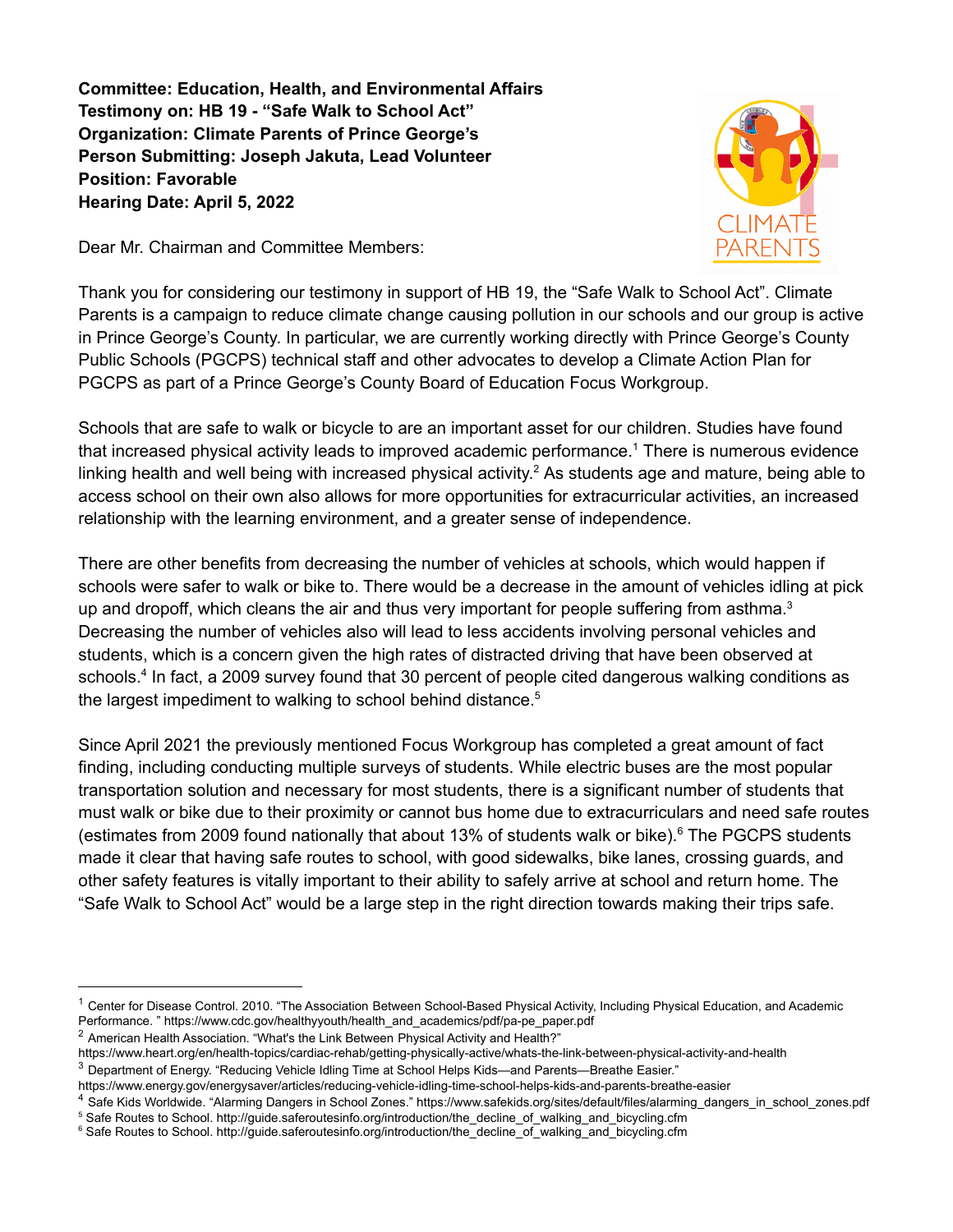**Committee: Education, Health, and Environmental Affairs**
**Testimony on: HB 19 - "Safe Walk to School Act"**
**Organization: Climate Parents of Prince George's**
**Person Submitting: Joseph Jakuta, Lead Volunteer**
**Position: Favorable**
**Hearing Date: April 5, 2022**

Dear Mr. Chairman and Committee Members:

Thank you for considering our testimony in support of HB 19, the "Safe Walk to School Act". Climate Parents is a campaign to reduce climate change causing pollution in our schools and our group is active in Prince George's County. In particular, we are currently working directly with Prince George's County Public Schools (PGCPS) technical staff and other advocates to develop a Climate Action Plan for PGCPS as part of a Prince George's County Board of Education Focus Workgroup.

Schools that are safe to walk or bicycle to are an important asset for our children. Studies have found that increased physical activity leads to improved academic performance.[1] There is numerous evidence linking health and well being with increased physical activity.[2] As students age and mature, being able to access school on their own also allows for more opportunities for extracurricular activities, an increased relationship with the learning environment, and a greater sense of independence.

There are other benefits from decreasing the number of vehicles at schools, which would happen if schools were safer to walk or bike to. There would be a decrease in the amount of vehicles idling at pick up and dropoff, which cleans the air and thus very important for people suffering from asthma.[3] Decreasing the number of vehicles also will lead to less accidents involving personal vehicles and students, which is a concern given the high rates of distracted driving that have been observed at schools.[4] In fact, a 2009 survey found that 30 percent of people cited dangerous walking conditions as the largest impediment to walking to school behind distance.[5]

Since April 2021 the previously mentioned Focus Workgroup has completed a great amount of fact finding, including conducting multiple surveys of students. While electric buses are the most popular transportation solution and necessary for most students, there is a significant number of students that must walk or bike due to their proximity or cannot bus home due to extracurriculars and need safe routes (estimates from 2009 found nationally that about 13% of students walk or bike).[6] The PGCPS students made it clear that having safe routes to school, with good sidewalks, bike lanes, crossing guards, and other safety features is vitally important to their ability to safely arrive at school and return home. The "Safe Walk to School Act" would be a large step in the right direction towards making their trips safe.

---

[1] Center for Disease Control. 2010. "The Association Between School-Based Physical Activity, Including Physical Education, and Academic Performance. " https://www.cdc.gov/healthyyouth/health_and_academics/pdf/pa-pe_paper.pdf

[2] American Health Association. "What's the Link Between Physical Activity and Health?" https://www.heart.org/en/health-topics/cardiac-rehab/getting-physically-active/whats-the-link-between-physical-activity-and-health

[3] Department of Energy. "Reducing Vehicle Idling Time at School Helps Kids—and Parents—Breathe Easier." https://www.energy.gov/energysaver/articles/reducing-vehicle-idling-time-school-helps-kids-and-parents-breathe-easier

[4] Safe Kids Worldwide. "Alarming Dangers in School Zones." https://www.safekids.org/sites/default/files/alarming_dangers_in_school_zones.pdf

[5] Safe Routes to School. http://guide.saferoutesinfo.org/introduction/the_decline_of_walking_and_bicycling.cfm

[6] Safe Routes to School. http://guide.saferoutesinfo.org/introduction/the_decline_of_walking_and_bicycling.cfm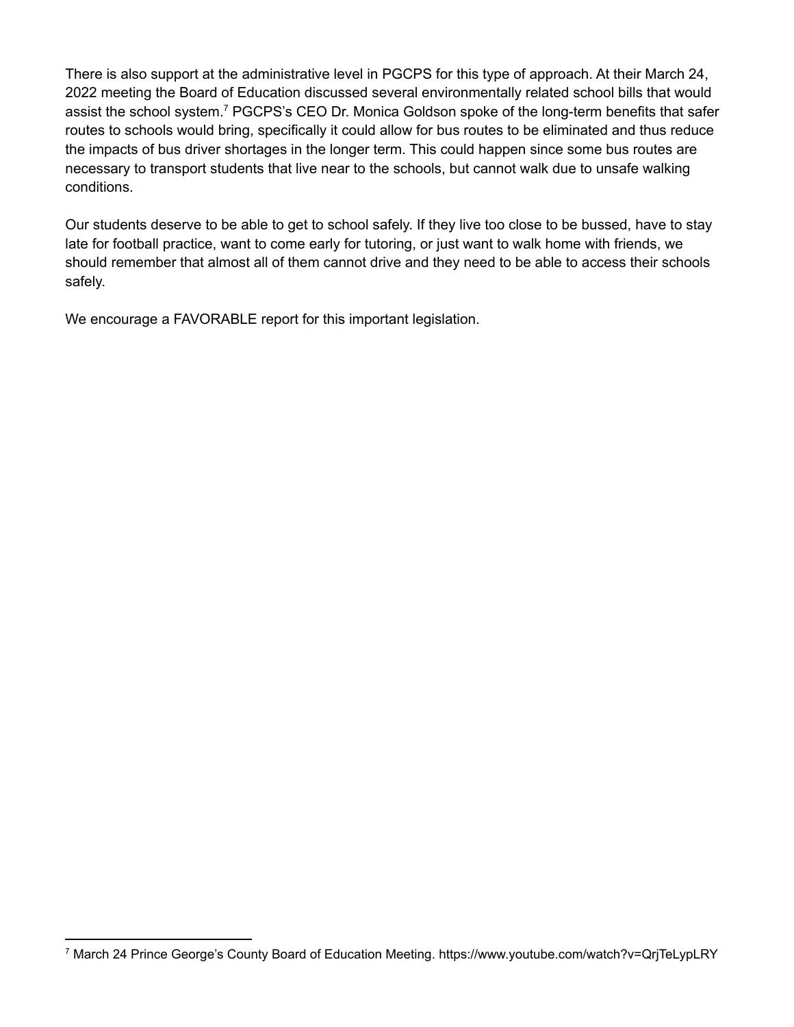There is also support at the administrative level in PGCPS for this type of approach. At their March 24, 2022 meeting the Board of Education discussed several environmentally related school bills that would assist the school system.[7] PGCPS's CEO Dr. Monica Goldson spoke of the long-term benefits that safer routes to schools would bring, specifically it could allow for bus routes to be eliminated and thus reduce the impacts of bus driver shortages in the longer term. This could happen since some bus routes are necessary to transport students that live near to the schools, but cannot walk due to unsafe walking conditions.

Our students deserve to be able to get to school safely. If they live too close to be bussed, have to stay late for football practice, want to come early for tutoring, or just want to walk home with friends, we should remember that almost all of them cannot drive and they need to be able to access their schools safely.

We encourage a FAVORABLE report for this important legislation.

---

[7] March 24 Prince George's County Board of Education Meeting. https://www.youtube.com/watch?v=QrjTeLypLRY